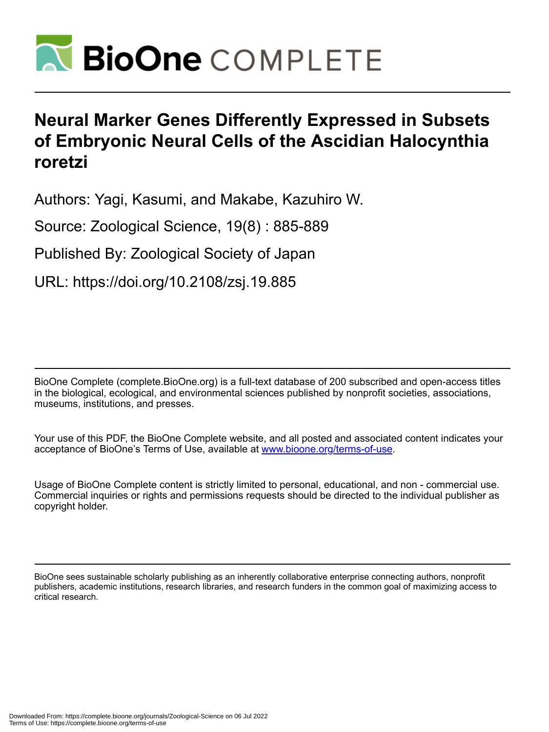# Neural Marker Genes Differently Expressed in Subsets of Embryonic Neural Cells of the Ascidian Halocynthia roretzi

Authors: Yagi, Kasumi, and Makabe, Kazuhiro W.

Source: Zoological Science, 19(8) : 885-889

Published By: Zoological Society of Japan

URL: https://doi.org/10.2108/zsj.19.885

BioOne Complete (complete.BioOne.org) is a full-text database of 200 subscribed and open-access titles in the biological, ecological, and environmental sciences published by nonprofit societies, associations, museums, institutions, and presses.

Your use of this PDF, the BioOne Complete website, and all posted and associated content indicates your acceptance of BioOne's Terms of Use, available at www.bioone.org/terms-of-use.

Usage of BioOne Complete content is strictly limited to personal, educational, and non - commercial use. Commercial inquiries or rights and permissions requests should be directed to the individual publisher as copyright holder.

BioOne sees sustainable scholarly publishing as an inherently collaborative enterprise connecting authors, nonprofit publishers, academic institutions, research libraries, and research funders in the common goal of maximizing access to critical research.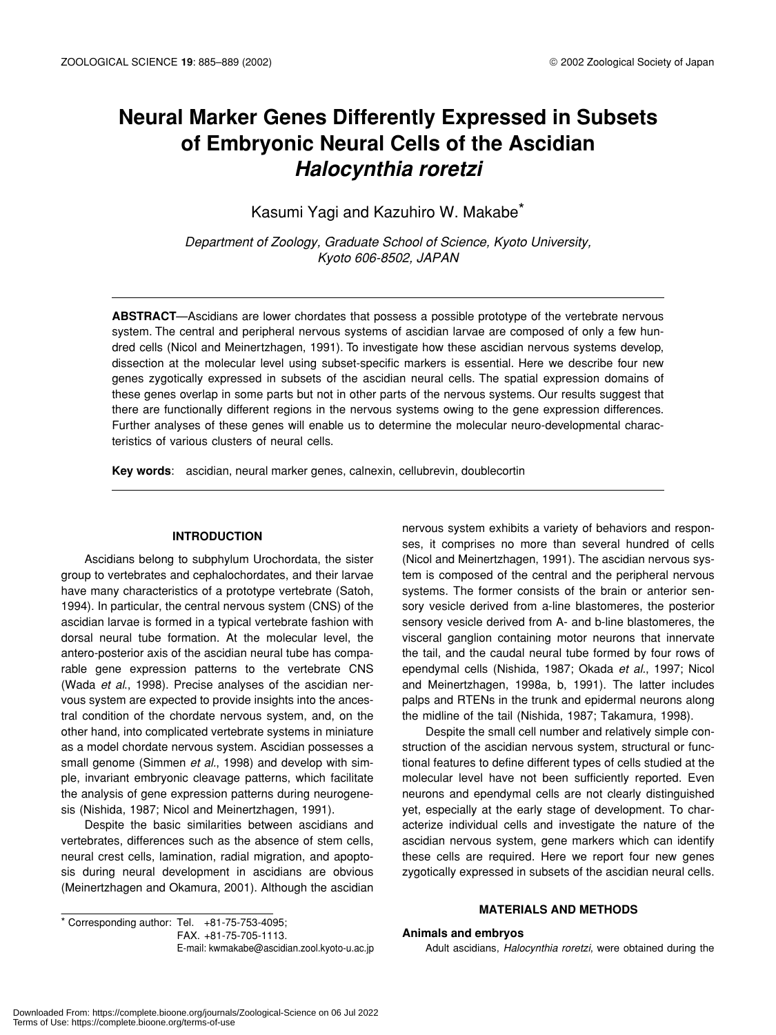# Neural Marker Genes Differently Expressed in Subsets of Embryonic Neural Cells of the Ascidian *Halocynthia roretzi*

Kasumi Yagi and Kazuhiro W. Makabe*

*Department of Zoology, Graduate School of Science, Kyoto University, Kyoto 606-8502, JAPAN*

**ABSTRACT**—Ascidians are lower chordates that possess a possible prototype of the vertebrate nervous system. The central and peripheral nervous systems of ascidian larvae are composed of only a few hundred cells (Nicol and Meinertzhagen, 1991). To investigate how these ascidian nervous systems develop, dissection at the molecular level using subset-specific markers is essential. Here we describe four new genes zygotically expressed in subsets of the ascidian neural cells. The spatial expression domains of these genes overlap in some parts but not in other parts of the nervous systems. Our results suggest that there are functionally different regions in the nervous systems owing to the gene expression differences. Further analyses of these genes will enable us to determine the molecular neuro-developmental characteristics of various clusters of neural cells.

**Key words**: ascidian, neural marker genes, calnexin, cellubrevin, doublecortin

## INTRODUCTION

Ascidians belong to subphylum Urochordata, the sister group to vertebrates and cephalochordates, and their larvae have many characteristics of a prototype vertebrate (Satoh, 1994). In particular, the central nervous system (CNS) of the ascidian larvae is formed in a typical vertebrate fashion with dorsal neural tube formation. At the molecular level, the antero-posterior axis of the ascidian neural tube has comparable gene expression patterns to the vertebrate CNS (Wada *et al*., 1998). Precise analyses of the ascidian nervous system are expected to provide insights into the ancestral condition of the chordate nervous system, and, on the other hand, into complicated vertebrate systems in miniature as a model chordate nervous system. Ascidian possesses a small genome (Simmen *et al*., 1998) and develop with simple, invariant embryonic cleavage patterns, which facilitate the analysis of gene expression patterns during neurogenesis (Nishida, 1987; Nicol and Meinertzhagen, 1991).

Despite the basic similarities between ascidians and vertebrates, differences such as the absence of stem cells, neural crest cells, lamination, radial migration, and apoptosis during neural development in ascidians are obvious (Meinertzhagen and Okamura, 2001). Although the ascidian nervous system exhibits a variety of behaviors and responses, it comprises no more than several hundred of cells (Nicol and Meinertzhagen, 1991). The ascidian nervous system is composed of the central and the peripheral nervous systems. The former consists of the brain or anterior sensory vesicle derived from a-line blastomeres, the posterior sensory vesicle derived from A- and b-line blastomeres, the visceral ganglion containing motor neurons that innervate the tail, and the caudal neural tube formed by four rows of ependymal cells (Nishida, 1987; Okada *et al*., 1997; Nicol and Meinertzhagen, 1998a, b, 1991). The latter includes palps and RTENs in the trunk and epidermal neurons along the midline of the tail (Nishida, 1987; Takamura, 1998).

Despite the small cell number and relatively simple construction of the ascidian nervous system, structural or functional features to define different types of cells studied at the molecular level have not been sufficiently reported. Even neurons and ependymal cells are not clearly distinguished yet, especially at the early stage of development. To characterize individual cells and investigate the nature of the ascidian nervous system, gene markers which can identify these cells are required. Here we report four new genes zygotically expressed in subsets of the ascidian neural cells.

## MATERIALS AND METHODS

### Animals and embryos

Adult ascidians, *Halocynthia roretzi*, were obtained during the

\* Corresponding author: Tel. +81-75-753-4095;
FAX. +81-75-705-1113.
E-mail: kwmakabe@ascidian.zool.kyoto-u.ac.jp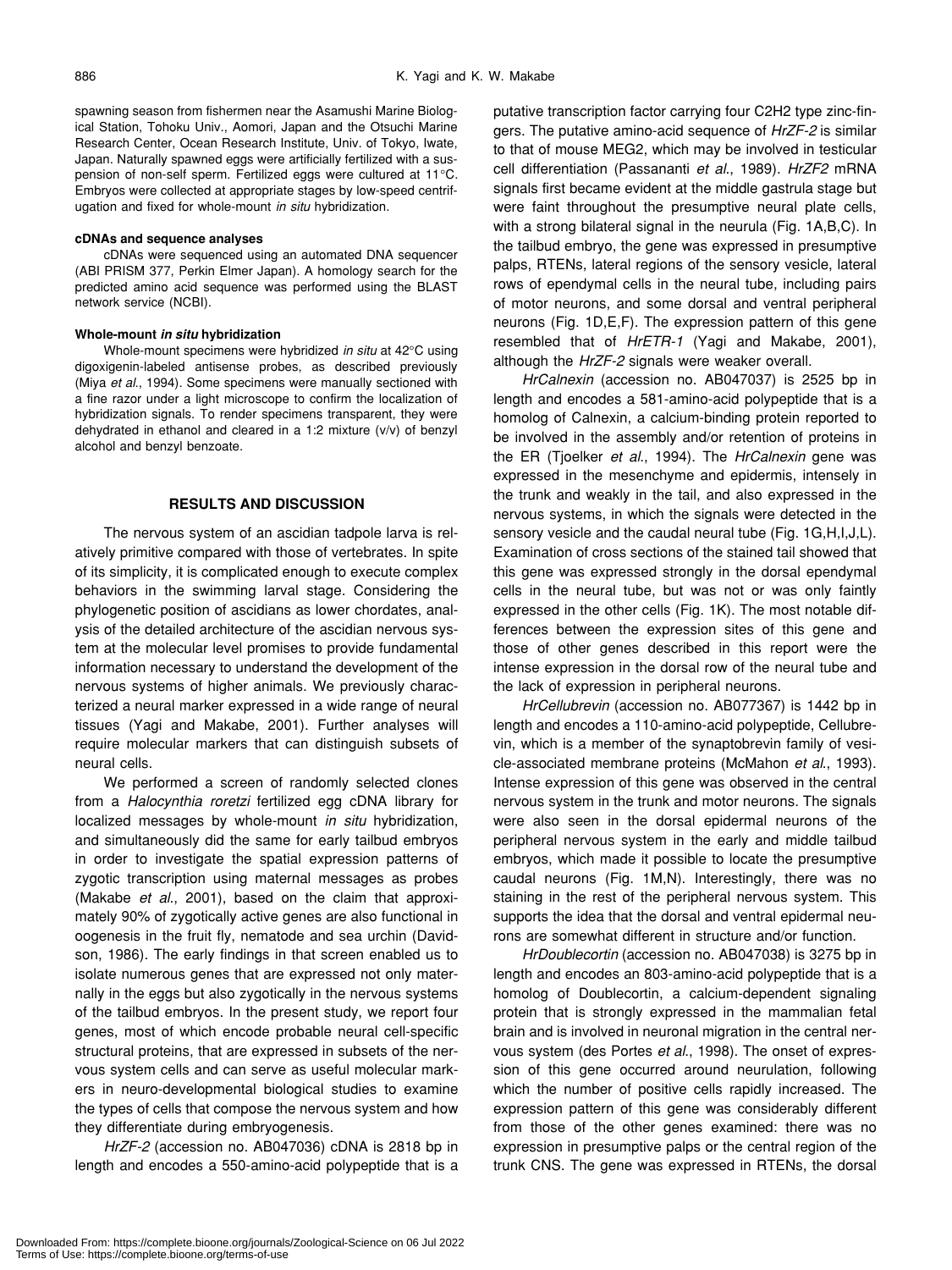spawning season from fishermen near the Asamushi Marine Biological Station, Tohoku Univ., Aomori, Japan and the Otsuchi Marine Research Center, Ocean Research Institute, Univ. of Tokyo, Iwate, Japan. Naturally spawned eggs were artificially fertilized with a suspension of non-self sperm. Fertilized eggs were cultured at 11°C. Embryos were collected at appropriate stages by low-speed centrifugation and fixed for whole-mount *in situ* hybridization.

#### cDNAs and sequence analyses

cDNAs were sequenced using an automated DNA sequencer (ABI PRISM 377, Perkin Elmer Japan). A homology search for the predicted amino acid sequence was performed using the BLAST network service (NCBI).

#### Whole-mount *in situ* hybridization

Whole-mount specimens were hybridized *in situ* at 42°C using digoxigenin-labeled antisense probes, as described previously (Miya *et al*., 1994). Some specimens were manually sectioned with a fine razor under a light microscope to confirm the localization of hybridization signals. To render specimens transparent, they were dehydrated in ethanol and cleared in a 1:2 mixture (v/v) of benzyl alcohol and benzyl benzoate.

## RESULTS AND DISCUSSION

The nervous system of an ascidian tadpole larva is relatively primitive compared with those of vertebrates. In spite of its simplicity, it is complicated enough to execute complex behaviors in the swimming larval stage. Considering the phylogenetic position of ascidians as lower chordates, analysis of the detailed architecture of the ascidian nervous system at the molecular level promises to provide fundamental information necessary to understand the development of the nervous systems of higher animals. We previously characterized a neural marker expressed in a wide range of neural tissues (Yagi and Makabe, 2001). Further analyses will require molecular markers that can distinguish subsets of neural cells.

We performed a screen of randomly selected clones from a *Halocynthia roretzi* fertilized egg cDNA library for localized messages by whole-mount *in situ* hybridization, and simultaneously did the same for early tailbud embryos in order to investigate the spatial expression patterns of zygotic transcription using maternal messages as probes (Makabe *et al*., 2001), based on the claim that approximately 90% of zygotically active genes are also functional in oogenesis in the fruit fly, nematode and sea urchin (Davidson, 1986). The early findings in that screen enabled us to isolate numerous genes that are expressed not only maternally in the eggs but also zygotically in the nervous systems of the tailbud embryos. In the present study, we report four genes, most of which encode probable neural cell-specific structural proteins, that are expressed in subsets of the nervous system cells and can serve as useful molecular markers in neuro-developmental biological studies to examine the types of cells that compose the nervous system and how they differentiate during embryogenesis.

*HrZF-2* (accession no. AB047036) cDNA is 2818 bp in length and encodes a 550-amino-acid polypeptide that is a putative transcription factor carrying four C2H2 type zinc-fingers. The putative amino-acid sequence of *HrZF-2* is similar to that of mouse MEG2, which may be involved in testicular cell differentiation (Passananti *et al*., 1989). *HrZF2* mRNA signals first became evident at the middle gastrula stage but were faint throughout the presumptive neural plate cells, with a strong bilateral signal in the neurula (Fig. 1A,B,C). In the tailbud embryo, the gene was expressed in presumptive palps, RTENs, lateral regions of the sensory vesicle, lateral rows of ependymal cells in the neural tube, including pairs of motor neurons, and some dorsal and ventral peripheral neurons (Fig. 1D,E,F). The expression pattern of this gene resembled that of *HrETR-1* (Yagi and Makabe, 2001), although the *HrZF-2* signals were weaker overall.

*HrCalnexin* (accession no. AB047037) is 2525 bp in length and encodes a 581-amino-acid polypeptide that is a homolog of Calnexin, a calcium-binding protein reported to be involved in the assembly and/or retention of proteins in the ER (Tjoelker *et al*., 1994). The *HrCalnexin* gene was expressed in the mesenchyme and epidermis, intensely in the trunk and weakly in the tail, and also expressed in the nervous systems, in which the signals were detected in the sensory vesicle and the caudal neural tube (Fig. 1G,H,I,J,L). Examination of cross sections of the stained tail showed that this gene was expressed strongly in the dorsal ependymal cells in the neural tube, but was not or was only faintly expressed in the other cells (Fig. 1K). The most notable differences between the expression sites of this gene and those of other genes described in this report were the intense expression in the dorsal row of the neural tube and the lack of expression in peripheral neurons.

*HrCellubrevin* (accession no. AB077367) is 1442 bp in length and encodes a 110-amino-acid polypeptide, Cellubrevin, which is a member of the synaptobrevin family of vesicle-associated membrane proteins (McMahon *et al*., 1993). Intense expression of this gene was observed in the central nervous system in the trunk and motor neurons. The signals were also seen in the dorsal epidermal neurons of the peripheral nervous system in the early and middle tailbud embryos, which made it possible to locate the presumptive caudal neurons (Fig. 1M,N). Interestingly, there was no staining in the rest of the peripheral nervous system. This supports the idea that the dorsal and ventral epidermal neurons are somewhat different in structure and/or function.

*HrDoublecortin* (accession no. AB047038) is 3275 bp in length and encodes an 803-amino-acid polypeptide that is a homolog of Doublecortin, a calcium-dependent signaling protein that is strongly expressed in the mammalian fetal brain and is involved in neuronal migration in the central nervous system (des Portes *et al*., 1998). The onset of expression of this gene occurred around neurulation, following which the number of positive cells rapidly increased. The expression pattern of this gene was considerably different from those of the other genes examined: there was no expression in presumptive palps or the central region of the trunk CNS. The gene was expressed in RTENs, the dorsal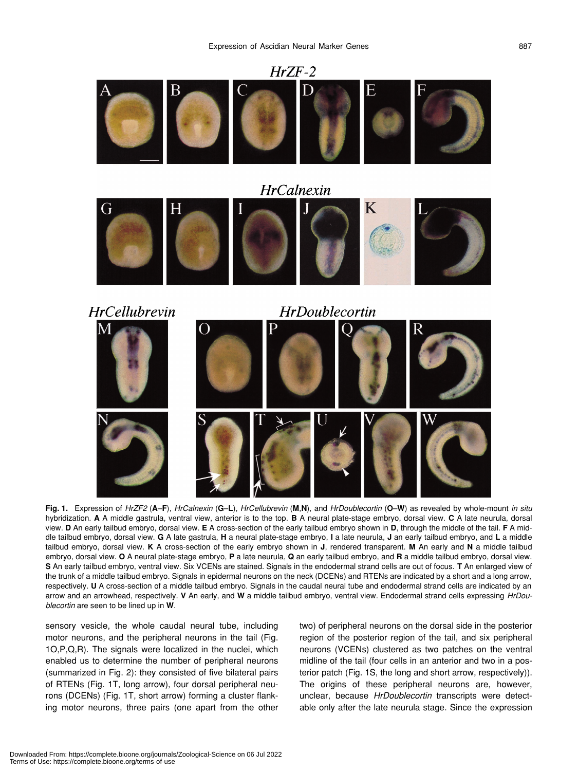**Fig. 1.** Expression of *HrZF2* (**A**–**F**), *HrCalnexin* (**G**–**L**), *HrCellubrevin* (**M**,**N**), and *HrDoublecortin* (**O**–**W**) as revealed by whole-mount *in situ* hybridization. **A** A middle gastrula, ventral view, anterior is to the top. **B** A neural plate-stage embryo, dorsal view. **C** A late neurula, dorsal view. **D** An early tailbud embryo, dorsal view. **E** A cross-section of the early tailbud embryo shown in **D**, through the middle of the tail. **F** A middle tailbud embryo, dorsal view. **G** A late gastrula, **H** a neural plate-stage embryo, **I** a late neurula, **J** an early tailbud embryo, and **L** a middle tailbud embryo, dorsal view. **K** A cross-section of the early embryo shown in **J**, rendered transparent. **M** An early and **N** a middle tailbud embryo, dorsal view. **O** A neural plate-stage embryo, **P** a late neurula, **Q** an early tailbud embryo, and **R** a middle tailbud embryo, dorsal view. **S** An early tailbud embryo, ventral view. Six VCENs are stained. Signals in the endodermal strand cells are out of focus. **T** An enlarged view of the trunk of a middle tailbud embryo. Signals in epidermal neurons on the neck (DCENs) and RTENs are indicated by a short and a long arrow, respectively. **U** A cross-section of a middle tailbud embryo. Signals in the caudal neural tube and endodermal strand cells are indicated by an arrow and an arrowhead, respectively. **V** An early, and **W** a middle tailbud embryo, ventral view. Endodermal strand cells expressing *HrDoublecortin* are seen to be lined up in **W**.

sensory vesicle, the whole caudal neural tube, including motor neurons, and the peripheral neurons in the tail (Fig. 1O,P,Q,R). The signals were localized in the nuclei, which enabled us to determine the number of peripheral neurons (summarized in Fig. 2): they consisted of five bilateral pairs of RTENs (Fig. 1T, long arrow), four dorsal peripheral neurons (DCENs) (Fig. 1T, short arrow) forming a cluster flanking motor neurons, three pairs (one apart from the other two) of peripheral neurons on the dorsal side in the posterior region of the posterior region of the tail, and six peripheral neurons (VCENs) clustered as two patches on the ventral midline of the tail (four cells in an anterior and two in a posterior patch (Fig. 1S, the long and short arrow, respectively)). The origins of these peripheral neurons are, however, unclear, because *HrDoublecortin* transcripts were detectable only after the late neurula stage. Since the expression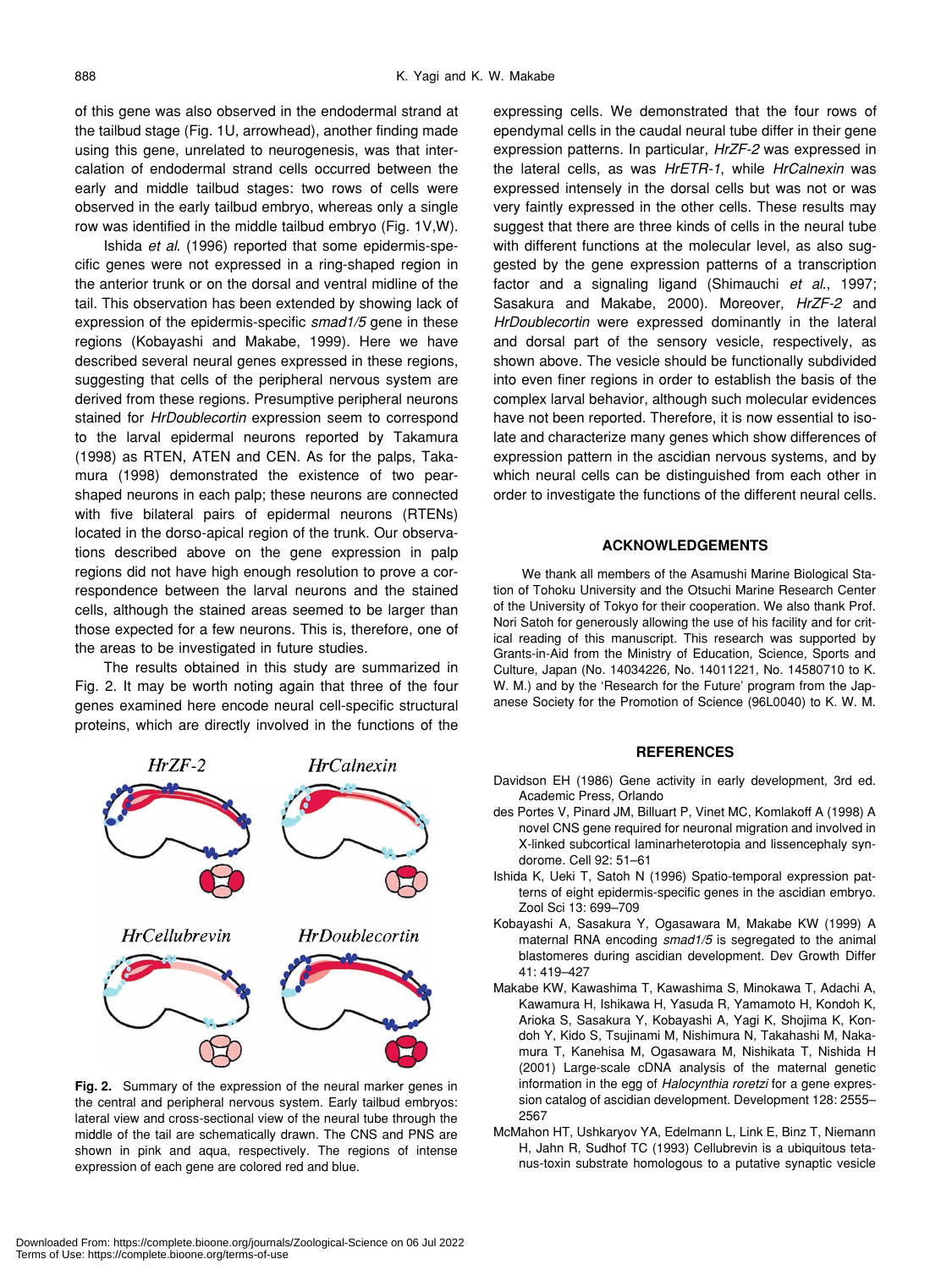of this gene was also observed in the endodermal strand at the tailbud stage (Fig. 1U, arrowhead), another finding made using this gene, unrelated to neurogenesis, was that intercalation of endodermal strand cells occurred between the early and middle tailbud stages: two rows of cells were observed in the early tailbud embryo, whereas only a single row was identified in the middle tailbud embryo (Fig. 1V,W).

Ishida *et al.* (1996) reported that some epidermis-specific genes were not expressed in a ring-shaped region in the anterior trunk or on the dorsal and ventral midline of the tail. This observation has been extended by showing lack of expression of the epidermis-specific *smad1/5* gene in these regions (Kobayashi and Makabe, 1999). Here we have described several neural genes expressed in these regions, suggesting that cells of the peripheral nervous system are derived from these regions. Presumptive peripheral neurons stained for *HrDoublecortin* expression seem to correspond to the larval epidermal neurons reported by Takamura (1998) as RTEN, ATEN and CEN. As for the palps, Takamura (1998) demonstrated the existence of two pear-shaped neurons in each palp; these neurons are connected with five bilateral pairs of epidermal neurons (RTENs) located in the dorso-apical region of the trunk. Our observations described above on the gene expression in palp regions did not have high enough resolution to prove a correspondence between the larval neurons and the stained cells, although the stained areas seemed to be larger than those expected for a few neurons. This is, therefore, one of the areas to be investigated in future studies.

The results obtained in this study are summarized in Fig. 2. It may be worth noting again that three of the four genes examined here encode neural cell-specific structural proteins, which are directly involved in the functions of the expressing cells. We demonstrated that the four rows of ependymal cells in the caudal neural tube differ in their gene expression patterns. In particular, *HrZF-2* was expressed in the lateral cells, as was *HrETR-1*, while *HrCalnexin* was expressed intensely in the dorsal cells but was not or was very faintly expressed in the other cells. These results may suggest that there are three kinds of cells in the neural tube with different functions at the molecular level, as also suggested by the gene expression patterns of a transcription factor and a signaling ligand (Shimauchi *et al.*, 1997; Sasakura and Makabe, 2000). Moreover, *HrZF-2* and *HrDoublecortin* were expressed dominantly in the lateral and dorsal part of the sensory vesicle, respectively, as shown above. The vesicle should be functionally subdivided into even finer regions in order to establish the basis of the complex larval behavior, although such molecular evidences have not been reported. Therefore, it is now essential to isolate and characterize many genes which show differences of expression pattern in the ascidian nervous systems, and by which neural cells can be distinguished from each other in order to investigate the functions of the different neural cells.

*HrZF-2* *HrCalnexin* *HrCellubrevin* *HrDoublecortin*

**Fig. 2.** Summary of the expression of the neural marker genes in the central and peripheral nervous system. Early tailbud embryos: lateral view and cross-sectional view of the neural tube through the middle of the tail are schematically drawn. The CNS and PNS are shown in pink and aqua, respectively. The regions of intense expression of each gene are colored red and blue.

## ACKNOWLEDGEMENTS

We thank all members of the Asamushi Marine Biological Station of Tohoku University and the Otsuchi Marine Research Center of the University of Tokyo for their cooperation. We also thank Prof. Nori Satoh for generously allowing the use of his facility and for critical reading of this manuscript. This research was supported by Grants-in-Aid from the Ministry of Education, Science, Sports and Culture, Japan (No. 14034226, No. 14011221, No. 14580710 to K. W. M.) and by the 'Research for the Future' program from the Japanese Society for the Promotion of Science (96L0040) to K. W. M.

## REFERENCES

Davidson EH (1986) Gene activity in early development, 3rd ed. Academic Press, Orlando

des Portes V, Pinard JM, Billuart P, Vinet MC, Komlakoff A (1998) A novel CNS gene required for neuronal migration and involved in X-linked subcortical laminarheterotopia and lissencephaly syndorome. Cell 92: 51–61

Ishida K, Ueki T, Satoh N (1996) Spatio-temporal expression patterns of eight epidermis-specific genes in the ascidian embryo. Zool Sci 13: 699–709

Kobayashi A, Sasakura Y, Ogasawara M, Makabe KW (1999) A maternal RNA encoding *smad1/5* is segregated to the animal blastomeres during ascidian development. Dev Growth Differ 41: 419–427

Makabe KW, Kawashima T, Kawashima S, Minokawa T, Adachi A, Kawamura H, Ishikawa H, Yasuda R, Yamamoto H, Kondoh K, Arioka S, Sasakura Y, Kobayashi A, Yagi K, Shojima K, Kondoh Y, Kido S, Tsujinami M, Nishimura N, Takahashi M, Nakamura T, Kanehisa M, Ogasawara M, Nishikata T, Nishida H (2001) Large-scale cDNA analysis of the maternal genetic information in the egg of *Halocynthia roretzi* for a gene expression catalog of ascidian development. Development 128: 2555–2567

McMahon HT, Ushkaryov YA, Edelmann L, Link E, Binz T, Niemann H, Jahn R, Sudhof TC (1993) Cellubrevin is a ubiquitous tetanus-toxin substrate homologous to a putative synaptic vesicle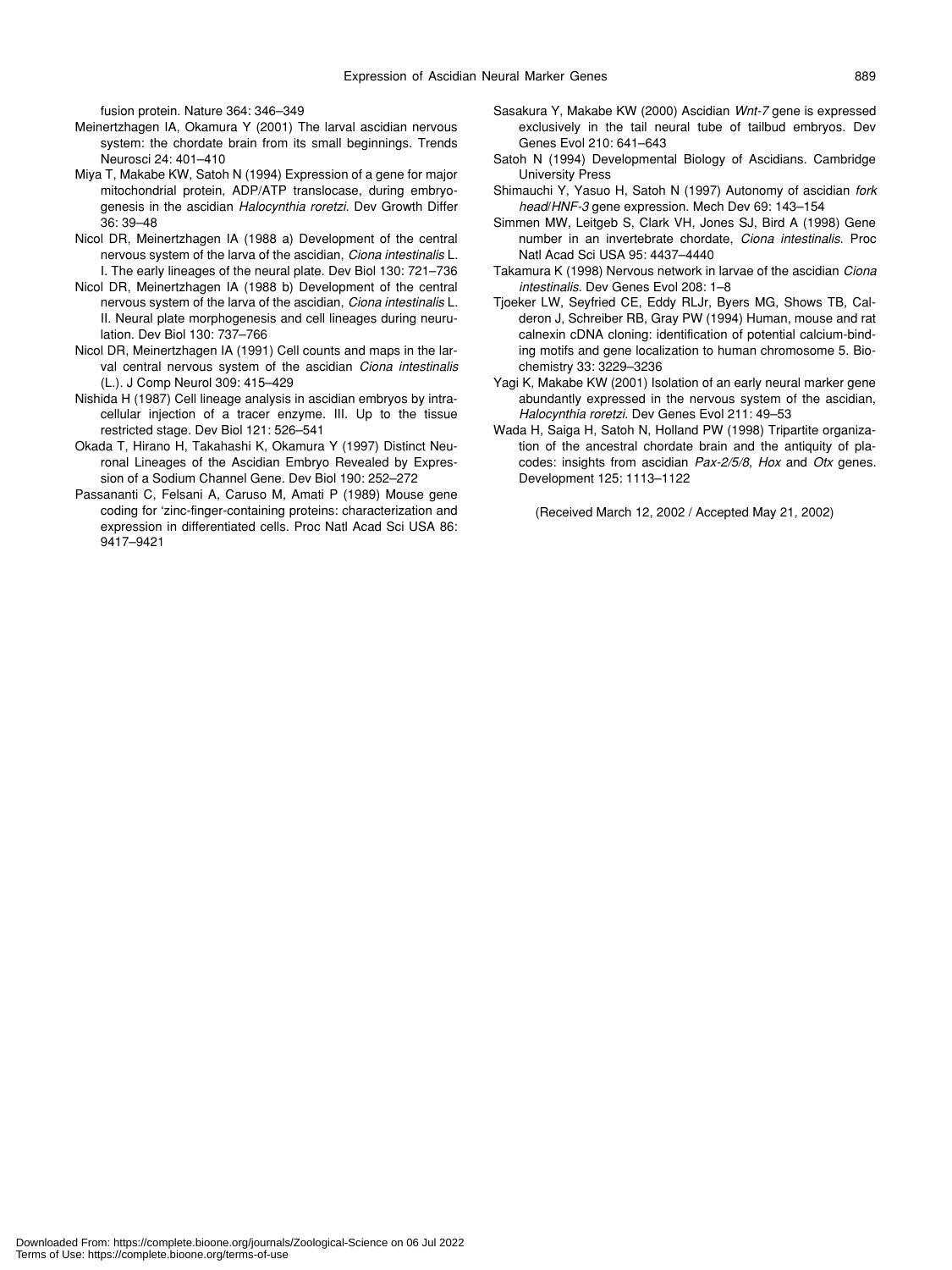fusion protein. Nature 364: 346–349

Meinertzhagen IA, Okamura Y (2001) The larval ascidian nervous system: the chordate brain from its small beginnings. Trends Neurosci 24: 401–410

Miya T, Makabe KW, Satoh N (1994) Expression of a gene for major mitochondrial protein, ADP/ATP translocase, during embryogenesis in the ascidian *Halocynthia roretzi*. Dev Growth Differ 36: 39–48

Nicol DR, Meinertzhagen IA (1988 a) Development of the central nervous system of the larva of the ascidian, *Ciona intestinalis* L. I. The early lineages of the neural plate. Dev Biol 130: 721–736

Nicol DR, Meinertzhagen IA (1988 b) Development of the central nervous system of the larva of the ascidian, *Ciona intestinalis* L. II. Neural plate morphogenesis and cell lineages during neurulation. Dev Biol 130: 737–766

Nicol DR, Meinertzhagen IA (1991) Cell counts and maps in the larval central nervous system of the ascidian *Ciona intestinalis* (L.). J Comp Neurol 309: 415–429

Nishida H (1987) Cell lineage analysis in ascidian embryos by intracellular injection of a tracer enzyme. III. Up to the tissue restricted stage. Dev Biol 121: 526–541

Okada T, Hirano H, Takahashi K, Okamura Y (1997) Distinct Neuronal Lineages of the Ascidian Embryo Revealed by Expression of a Sodium Channel Gene. Dev Biol 190: 252–272

Passananti C, Felsani A, Caruso M, Amati P (1989) Mouse gene coding for 'zinc-finger-containing proteins: characterization and expression in differentiated cells. Proc Natl Acad Sci USA 86: 9417–9421

Sasakura Y, Makabe KW (2000) Ascidian *Wnt-7* gene is expressed exclusively in the tail neural tube of tailbud embryos. Dev Genes Evol 210: 641–643

Satoh N (1994) Developmental Biology of Ascidians. Cambridge University Press

Shimauchi Y, Yasuo H, Satoh N (1997) Autonomy of ascidian *fork head/HNF-3* gene expression. Mech Dev 69: 143–154

Simmen MW, Leitgeb S, Clark VH, Jones SJ, Bird A (1998) Gene number in an invertebrate chordate, *Ciona intestinalis*. Proc Natl Acad Sci USA 95: 4437–4440

Takamura K (1998) Nervous network in larvae of the ascidian *Ciona intestinalis*. Dev Genes Evol 208: 1–8

Tjoeker LW, Seyfried CE, Eddy RLJr, Byers MG, Shows TB, Calderon J, Schreiber RB, Gray PW (1994) Human, mouse and rat calnexin cDNA cloning: identification of potential calcium-binding motifs and gene localization to human chromosome 5. Biochemistry 33: 3229–3236

Yagi K, Makabe KW (2001) Isolation of an early neural marker gene abundantly expressed in the nervous system of the ascidian, *Halocynthia roretzi*. Dev Genes Evol 211: 49–53

Wada H, Saiga H, Satoh N, Holland PW (1998) Tripartite organization of the ancestral chordate brain and the antiquity of placodes: insights from ascidian *Pax-2/5/8*, *Hox* and *Otx* genes. Development 125: 1113–1122

(Received March 12, 2002 / Accepted May 21, 2002)